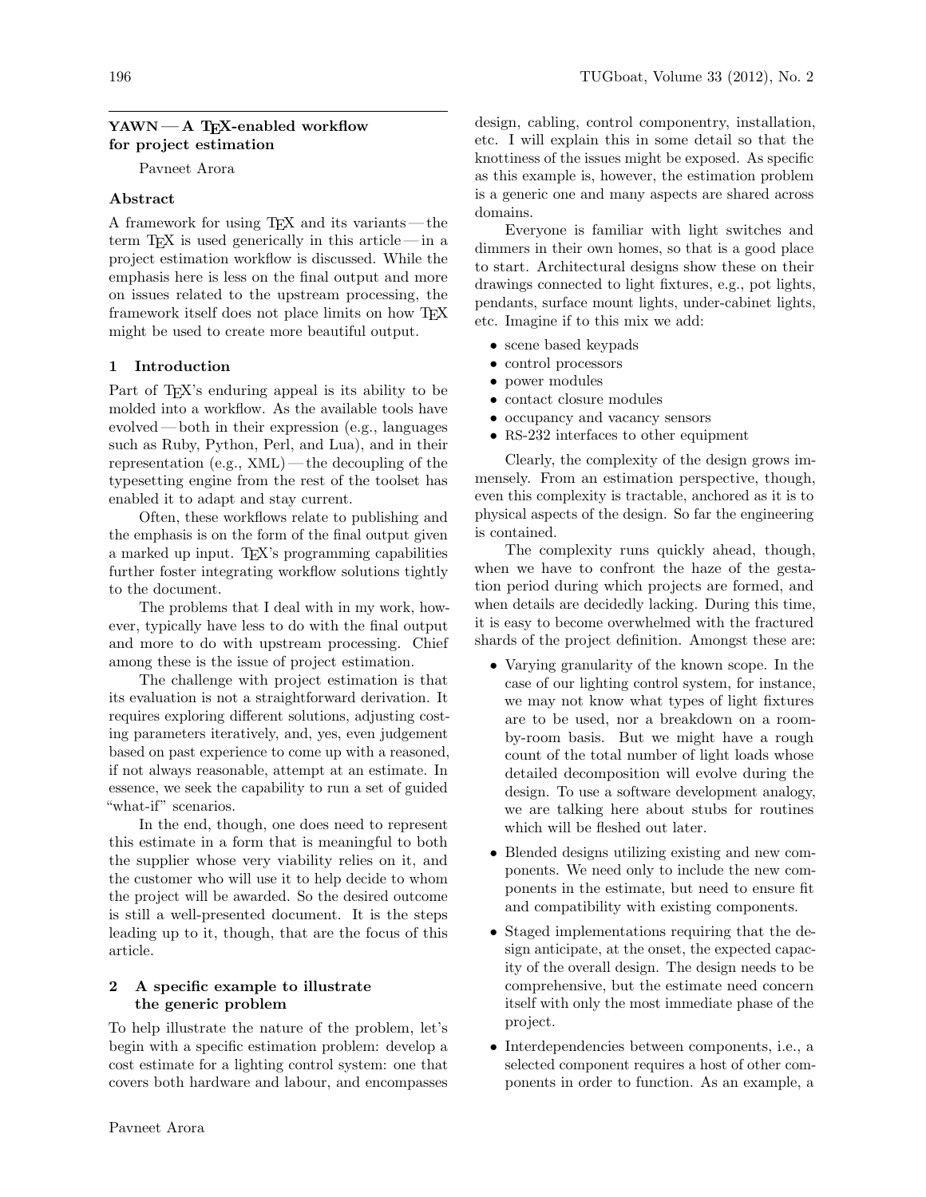# YAWN — A TEX-enabled workflow for project estimation

Pavneet Arora

## Abstract

A framework for using TEX and its variants — the term TEX is used generically in this article — in a project estimation workflow is discussed. While the emphasis here is less on the final output and more on issues related to the upstream processing, the framework itself does not place limits on how TEX might be used to create more beautiful output.

## 1 Introduction

Part of TEX's enduring appeal is its ability to be molded into a workflow. As the available tools have evolved — both in their expression (e.g., languages such as Ruby, Python, Perl, and Lua), and in their representation (e.g., XML) — the decoupling of the typesetting engine from the rest of the toolset has enabled it to adapt and stay current.

Often, these workflows relate to publishing and the emphasis is on the form of the final output given a marked up input. TEX's programming capabilities further foster integrating workflow solutions tightly to the document.

The problems that I deal with in my work, however, typically have less to do with the final output and more to do with upstream processing. Chief among these is the issue of project estimation.

The challenge with project estimation is that its evaluation is not a straightforward derivation. It requires exploring different solutions, adjusting costing parameters iteratively, and, yes, even judgement based on past experience to come up with a reasoned, if not always reasonable, attempt at an estimate. In essence, we seek the capability to run a set of guided "what-if" scenarios.

In the end, though, one does need to represent this estimate in a form that is meaningful to both the supplier whose very viability relies on it, and the customer who will use it to help decide to whom the project will be awarded. So the desired outcome is still a well-presented document. It is the steps leading up to it, though, that are the focus of this article.

## 2 A specific example to illustrate the generic problem

To help illustrate the nature of the problem, let's begin with a specific estimation problem: develop a cost estimate for a lighting control system: one that covers both hardware and labour, and encompasses design, cabling, control componentry, installation, etc. I will explain this in some detail so that the knottiness of the issues might be exposed. As specific as this example is, however, the estimation problem is a generic one and many aspects are shared across domains.

Everyone is familiar with light switches and dimmers in their own homes, so that is a good place to start. Architectural designs show these on their drawings connected to light fixtures, e.g., pot lights, pendants, surface mount lights, under-cabinet lights, etc. Imagine if to this mix we add:

- scene based keypads
- control processors
- power modules
- contact closure modules
- occupancy and vacancy sensors
- RS-232 interfaces to other equipment

Clearly, the complexity of the design grows immensely. From an estimation perspective, though, even this complexity is tractable, anchored as it is to physical aspects of the design. So far the engineering is contained.

The complexity runs quickly ahead, though, when we have to confront the haze of the gestation period during which projects are formed, and when details are decidedly lacking. During this time, it is easy to become overwhelmed with the fractured shards of the project definition. Amongst these are:

- Varying granularity of the known scope. In the case of our lighting control system, for instance, we may not know what types of light fixtures are to be used, nor a breakdown on a room-by-room basis. But we might have a rough count of the total number of light loads whose detailed decomposition will evolve during the design. To use a software development analogy, we are talking here about stubs for routines which will be fleshed out later.

- Blended designs utilizing existing and new components. We need only to include the new components in the estimate, but need to ensure fit and compatibility with existing components.

- Staged implementations requiring that the design anticipate, at the onset, the expected capacity of the overall design. The design needs to be comprehensive, but the estimate need concern itself with only the most immediate phase of the project.

- Interdependencies between components, i.e., a selected component requires a host of other components in order to function. As an example, a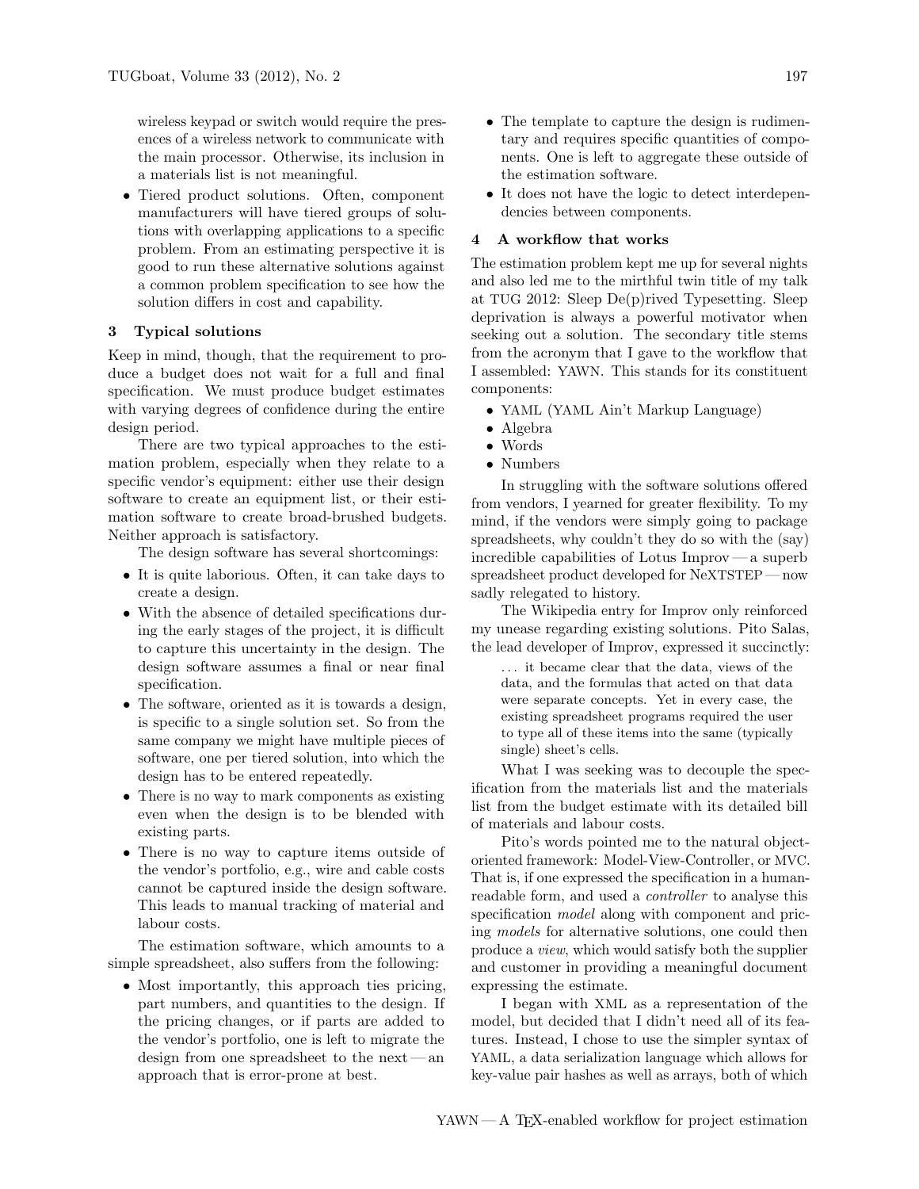wireless keypad or switch would require the presences of a wireless network to communicate with the main processor. Otherwise, its inclusion in a materials list is not meaningful.

- Tiered product solutions. Often, component manufacturers will have tiered groups of solutions with overlapping applications to a specific problem. From an estimating perspective it is good to run these alternative solutions against a common problem specification to see how the solution differs in cost and capability.

## 3 Typical solutions

Keep in mind, though, that the requirement to produce a budget does not wait for a full and final specification. We must produce budget estimates with varying degrees of confidence during the entire design period.

There are two typical approaches to the estimation problem, especially when they relate to a specific vendor's equipment: either use their design software to create an equipment list, or their estimation software to create broad-brushed budgets. Neither approach is satisfactory.

The design software has several shortcomings:

- It is quite laborious. Often, it can take days to create a design.
- With the absence of detailed specifications during the early stages of the project, it is difficult to capture this uncertainty in the design. The design software assumes a final or near final specification.
- The software, oriented as it is towards a design, is specific to a single solution set. So from the same company we might have multiple pieces of software, one per tiered solution, into which the design has to be entered repeatedly.
- There is no way to mark components as existing even when the design is to be blended with existing parts.
- There is no way to capture items outside of the vendor's portfolio, e.g., wire and cable costs cannot be captured inside the design software. This leads to manual tracking of material and labour costs.

The estimation software, which amounts to a simple spreadsheet, also suffers from the following:

- Most importantly, this approach ties pricing, part numbers, and quantities to the design. If the pricing changes, or if parts are added to the vendor's portfolio, one is left to migrate the design from one spreadsheet to the next — an approach that is error-prone at best.
- The template to capture the design is rudimentary and requires specific quantities of components. One is left to aggregate these outside of the estimation software.
- It does not have the logic to detect interdependencies between components.

## 4 A workflow that works

The estimation problem kept me up for several nights and also led me to the mirthful twin title of my talk at TUG 2012: Sleep De(p)rived Typesetting. Sleep deprivation is always a powerful motivator when seeking out a solution. The secondary title stems from the acronym that I gave to the workflow that I assembled: YAWN. This stands for its constituent components:

- YAML (YAML Ain't Markup Language)
- Algebra
- Words
- Numbers

In struggling with the software solutions offered from vendors, I yearned for greater flexibility. To my mind, if the vendors were simply going to package spreadsheets, why couldn't they do so with the (say) incredible capabilities of Lotus Improv — a superb spreadsheet product developed for NeXTSTEP — now sadly relegated to history.

The Wikipedia entry for Improv only reinforced my unease regarding existing solutions. Pito Salas, the lead developer of Improv, expressed it succinctly:

> ... it became clear that the data, views of the data, and the formulas that acted on that data were separate concepts. Yet in every case, the existing spreadsheet programs required the user to type all of these items into the same (typically single) sheet's cells.

What I was seeking was to decouple the specification from the materials list and the materials list from the budget estimate with its detailed bill of materials and labour costs.

Pito's words pointed me to the natural object-oriented framework: Model-View-Controller, or MVC. That is, if one expressed the specification in a human-readable form, and used a *controller* to analyse this specification *model* along with component and pricing *models* for alternative solutions, one could then produce a *view*, which would satisfy both the supplier and customer in providing a meaningful document expressing the estimate.

I began with XML as a representation of the model, but decided that I didn't need all of its features. Instead, I chose to use the simpler syntax of YAML, a data serialization language which allows for key-value pair hashes as well as arrays, both of which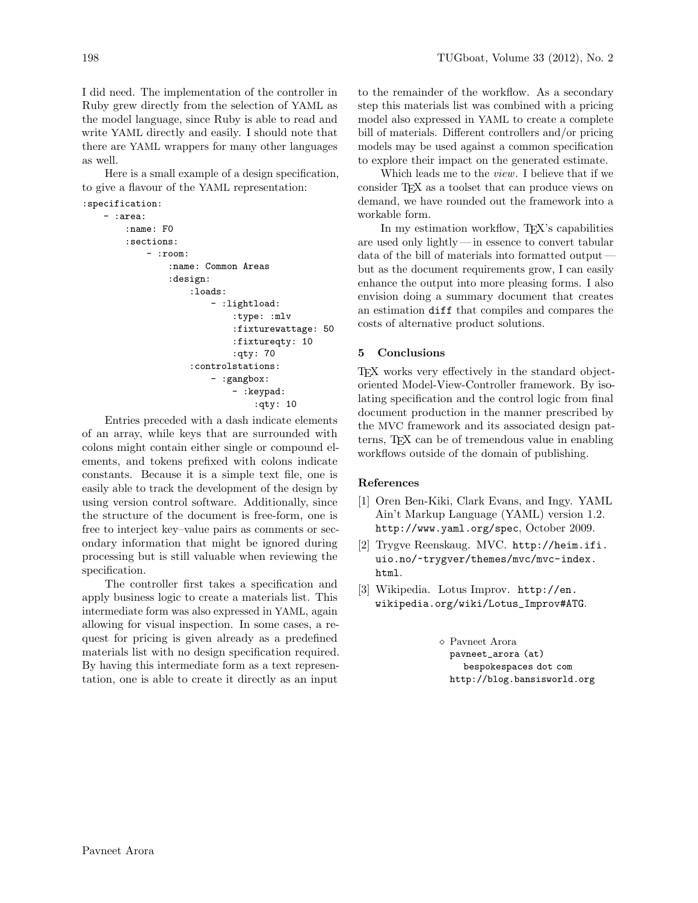I did need. The implementation of the controller in Ruby grew directly from the selection of YAML as the model language, since Ruby is able to read and write YAML directly and easily. I should note that there are YAML wrappers for many other languages as well.

Here is a small example of a design specification, to give a flavour of the YAML representation:

```
:specification:
    - :area:
        :name: F0
        :sections:
            - :room:
                :name: Common Areas
                :design:
                    :loads:
                        - :lightload:
                            :type: :mlv
                            :fixturewattage: 50
                            :fixtureqty: 10
                            :qty: 70
                    :controlstations:
                        - :gangbox:
                            - :keypad:
                                :qty: 10
```

Entries preceded with a dash indicate elements of an array, while keys that are surrounded with colons might contain either single or compound elements, and tokens prefixed with colons indicate constants. Because it is a simple text file, one is easily able to track the development of the design by using version control software. Additionally, since the structure of the document is free-form, one is free to interject key–value pairs as comments or secondary information that might be ignored during processing but is still valuable when reviewing the specification.

The controller first takes a specification and apply business logic to create a materials list. This intermediate form was also expressed in YAML, again allowing for visual inspection. In some cases, a request for pricing is given already as a predefined materials list with no design specification required. By having this intermediate form as a text representation, one is able to create it directly as an input to the remainder of the workflow. As a secondary step this materials list was combined with a pricing model also expressed in YAML to create a complete bill of materials. Different controllers and/or pricing models may be used against a common specification to explore their impact on the generated estimate.

Which leads me to the *view*. I believe that if we consider TEX as a toolset that can produce views on demand, we have rounded out the framework into a workable form.

In my estimation workflow, TEX's capabilities are used only lightly — in essence to convert tabular data of the bill of materials into formatted output — but as the document requirements grow, I can easily enhance the output into more pleasing forms. I also envision doing a summary document that creates an estimation `diff` that compiles and compares the costs of alternative product solutions.

## 5 Conclusions

TEX works very effectively in the standard object-oriented Model-View-Controller framework. By isolating specification and the control logic from final document production in the manner prescribed by the MVC framework and its associated design patterns, TEX can be of tremendous value in enabling workflows outside of the domain of publishing.

## References

[1] Oren Ben-Kiki, Clark Evans, and Ingy. YAML Ain't Markup Language (YAML) version 1.2. http://www.yaml.org/spec, October 2009.

[2] Trygve Reenskaug. MVC. http://heim.ifi.uio.no/~trygver/themes/mvc/mvc-index.html.

[3] Wikipedia. Lotus Improv. http://en.wikipedia.org/wiki/Lotus_Improv#ATG.

◇ Pavneet Arora
pavneet_arora (at) bespokespaces dot com
http://blog.bansisworld.org